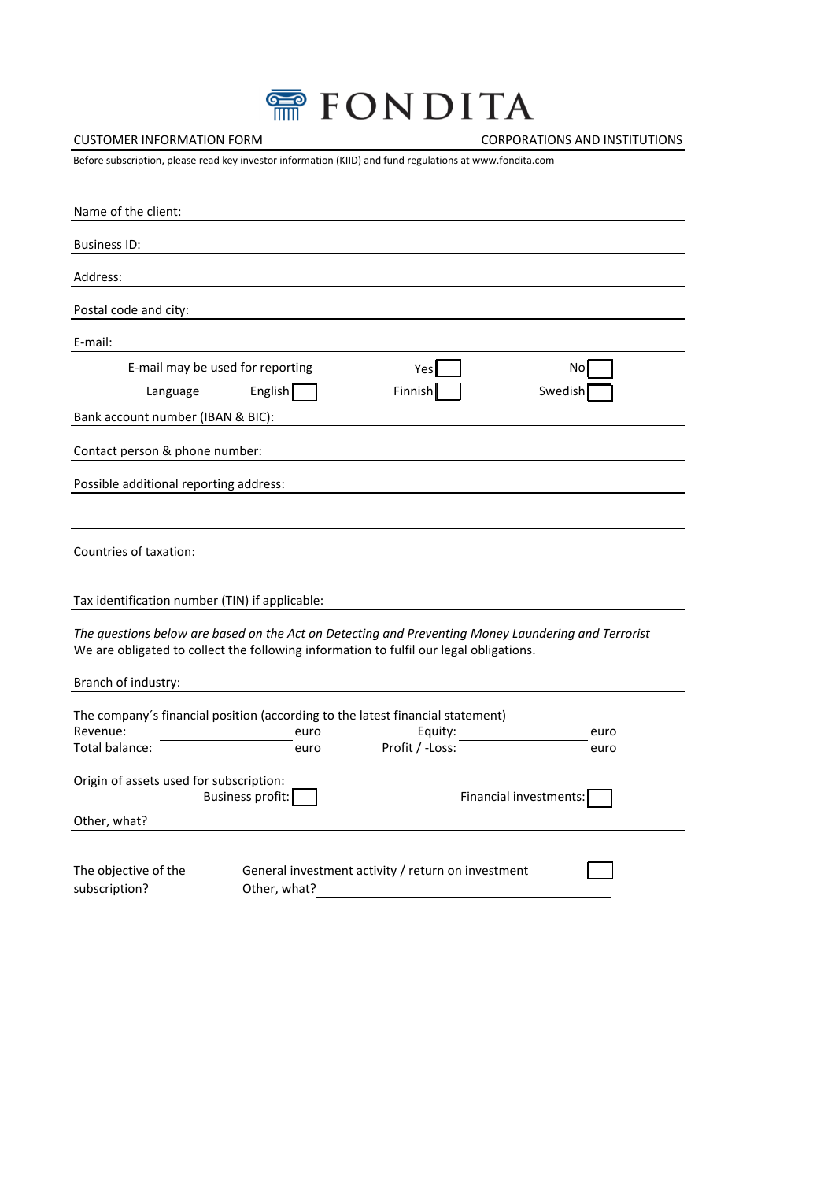# FONDITA

CUSTOMER INFORMATION FORM — CORPORATIONS AND INSTITUTIONS

Before subscription, please read key investor information (KIID) and fund regulations at www.fondita.com

Name of the client:

Business ID:

Address:

Postal code and city:

E-mail:

E-mail may be used for reporting — Yes ☐ No ☐

Language — English ☐ Finnish ☐ Swedish ☐

Bank account number (IBAN & BIC):

Contact person & phone number:

Possible additional reporting address:

Countries of taxation:

Tax identification number (TIN) if applicable:

*The questions below are based on the Act on Detecting and Preventing Money Laundering and Terrorist*
We are obligated to collect the following information to fulfil our legal obligations.

Branch of industry:

The company´s financial position (according to the latest financial statement)

| | | | |
|---|---|---|---|
| Revenue: | euro | Equity: | euro |
| Total balance: | euro | Profit / -Loss: | euro |

Origin of assets used for subscription:

Business profit: ☐ Financial investments: ☐

Other, what?

The objective of the subscription?

General investment activity / return on investment ☐

Other, what?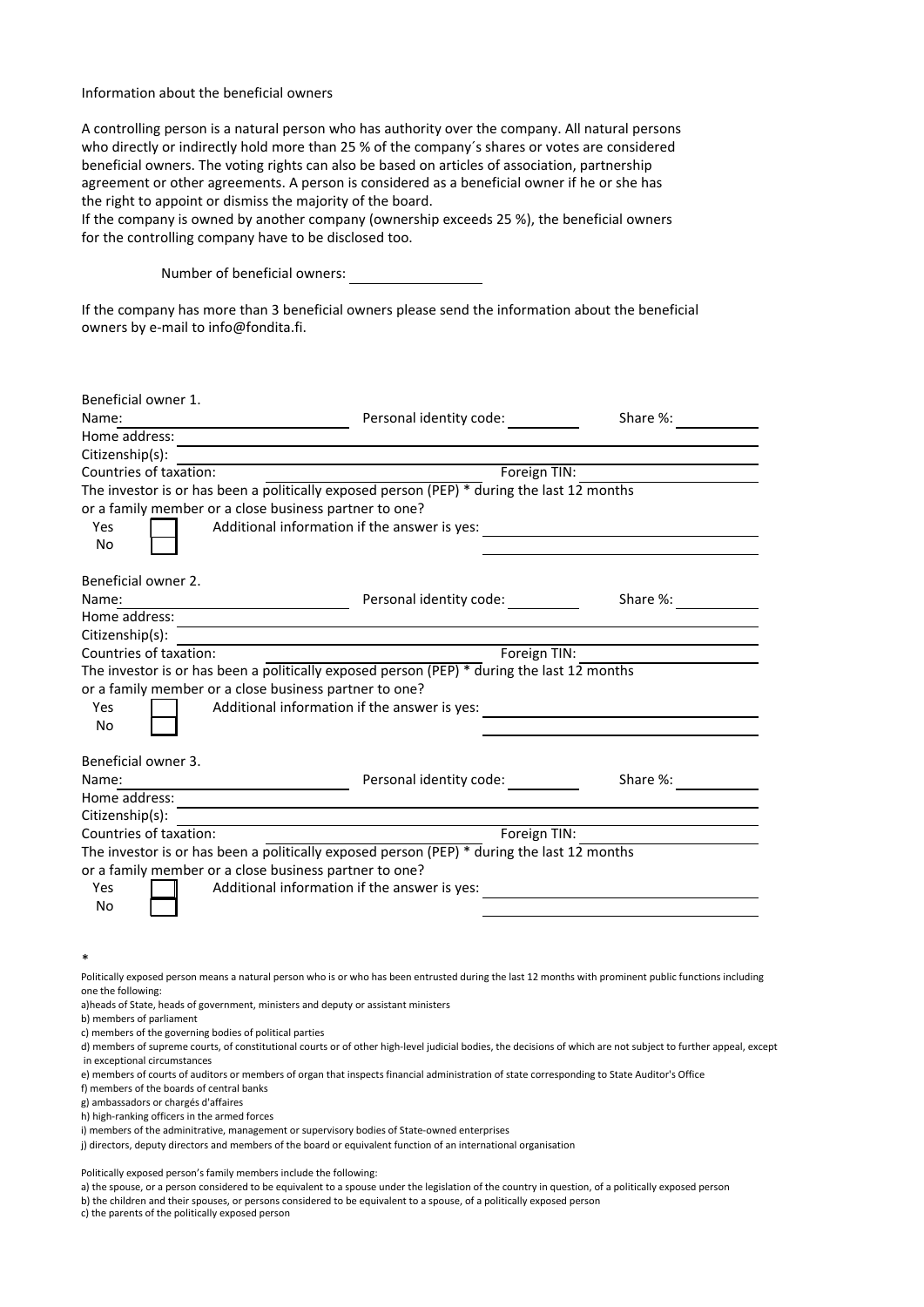Information about the beneficial owners

A controlling person is a natural person who has authority over the company. All natural persons who directly or indirectly hold more than 25 % of the company´s shares or votes are considered beneficial owners. The voting rights can also be based on articles of association, partnership agreement or other agreements. A person is considered as a beneficial owner if he or she has the right to appoint or dismiss the majority of the board.
If the company is owned by another company (ownership exceeds 25 %), the beneficial owners for the controlling company have to be disclosed too.

Number of beneficial owners: ____________

If the company has more than 3 beneficial owners please send the information about the beneficial owners by e-mail to info@fondita.fi.

Beneficial owner 1.
Name: ____________ Personal identity code: ____________ Share %: ____________
Home address: ____________
Citizenship(s): ____________
Countries of taxation: ____________ Foreign TIN: ____________
The investor is or has been a politically exposed person (PEP) * during the last 12 months or a family member or a close business partner to one?
Yes ☐ Additional information if the answer is yes: ____________
No ☐

Beneficial owner 2.
Name: ____________ Personal identity code: ____________ Share %: ____________
Home address: ____________
Citizenship(s): ____________
Countries of taxation: ____________ Foreign TIN: ____________
The investor is or has been a politically exposed person (PEP) * during the last 12 months or a family member or a close business partner to one?
Yes ☐ Additional information if the answer is yes: ____________
No ☐

Beneficial owner 3.
Name: ____________ Personal identity code: ____________ Share %: ____________
Home address: ____________
Citizenship(s): ____________
Countries of taxation: ____________ Foreign TIN: ____________
The investor is or has been a politically exposed person (PEP) * during the last 12 months or a family member or a close business partner to one?
Yes ☐ Additional information if the answer is yes: ____________
No ☐

*

Politically exposed person means a natural person who is or who has been entrusted during the last 12 months with prominent public functions including one the following:
a)heads of State, heads of government, ministers and deputy or assistant ministers
b) members of parliament
c) members of the governing bodies of political parties
d) members of supreme courts, of constitutional courts or of other high-level judicial bodies, the decisions of which are not subject to further appeal, except in exceptional circumstances
e) members of courts of auditors or members of organ that inspects financial administration of state corresponding to State Auditor's Office
f) members of the boards of central banks
g) ambassadors or chargés d'affaires
h) high-ranking officers in the armed forces
i) members of the adminitrative, management or supervisory bodies of State-owned enterprises
j) directors, deputy directors and members of the board or equivalent function of an international organisation

Politically exposed person's family members include the following:
a) the spouse, or a person considered to be equivalent to a spouse under the legislation of the country in question, of a politically exposed person
b) the children and their spouses, or persons considered to be equivalent to a spouse, of a politically exposed person
c) the parents of the politically exposed person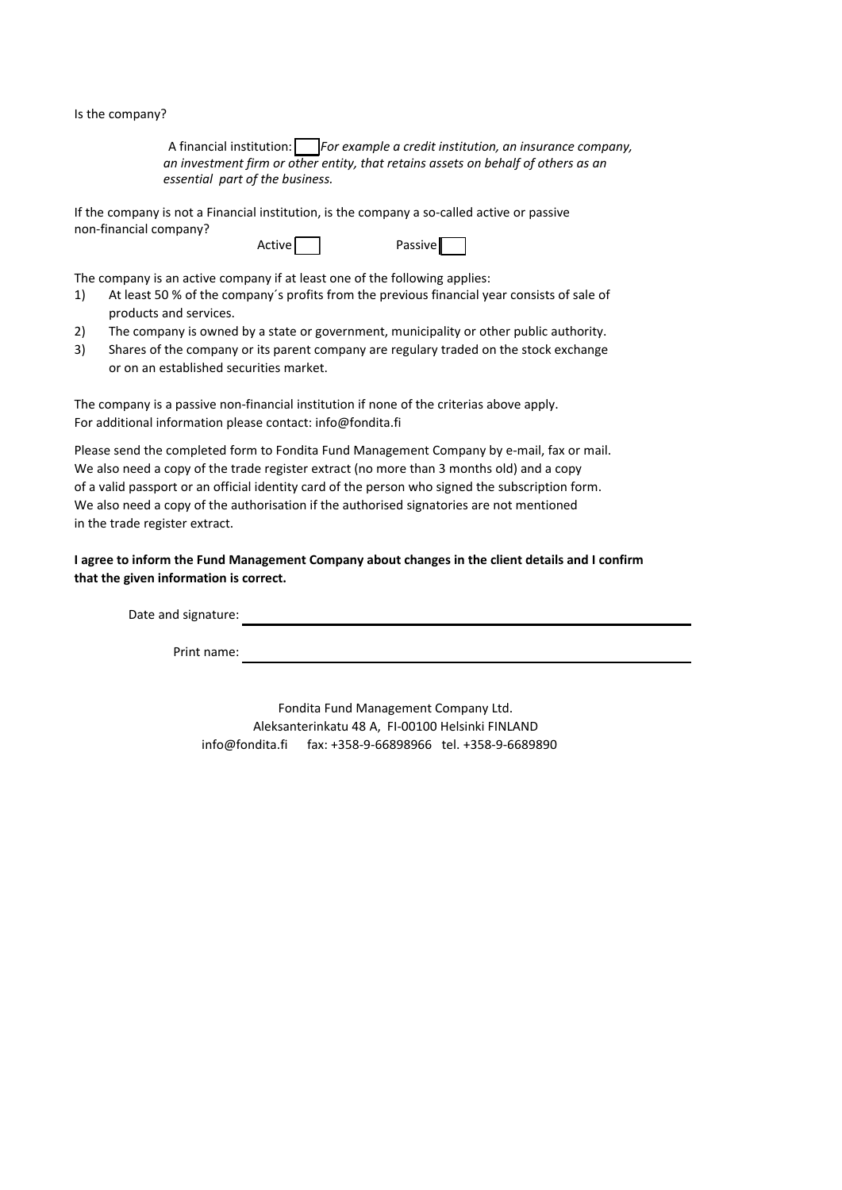Is the company?

A financial institution: ☐ *For example a credit institution, an insurance company, an investment firm or other entity, that retains assets on behalf of others as an essential part of the business.*

If the company is not a Financial institution, is the company a so-called active or passive non-financial company?

Active ☐ Passive ☐

The company is an active company if at least one of the following applies:

1) At least 50 % of the company´s profits from the previous financial year consists of sale of products and services.
2) The company is owned by a state or government, municipality or other public authority.
3) Shares of the company or its parent company are regulary traded on the stock exchange or on an established securities market.

The company is a passive non-financial institution if none of the criterias above apply.
For additional information please contact: info@fondita.fi

Please send the completed form to Fondita Fund Management Company by e-mail, fax or mail. We also need a copy of the trade register extract (no more than 3 months old) and a copy of a valid passport or an official identity card of the person who signed the subscription form. We also need a copy of the authorisation if the authorised signatories are not mentioned in the trade register extract.

**I agree to inform the Fund Management Company about changes in the client details and I confirm that the given information is correct.**

Date and signature: ______________________________

Print name: ______________________________

Fondita Fund Management Company Ltd.
Aleksanterinkatu 48 A, FI-00100 Helsinki FINLAND
info@fondita.fi fax: +358-9-66898966 tel. +358-9-6689890